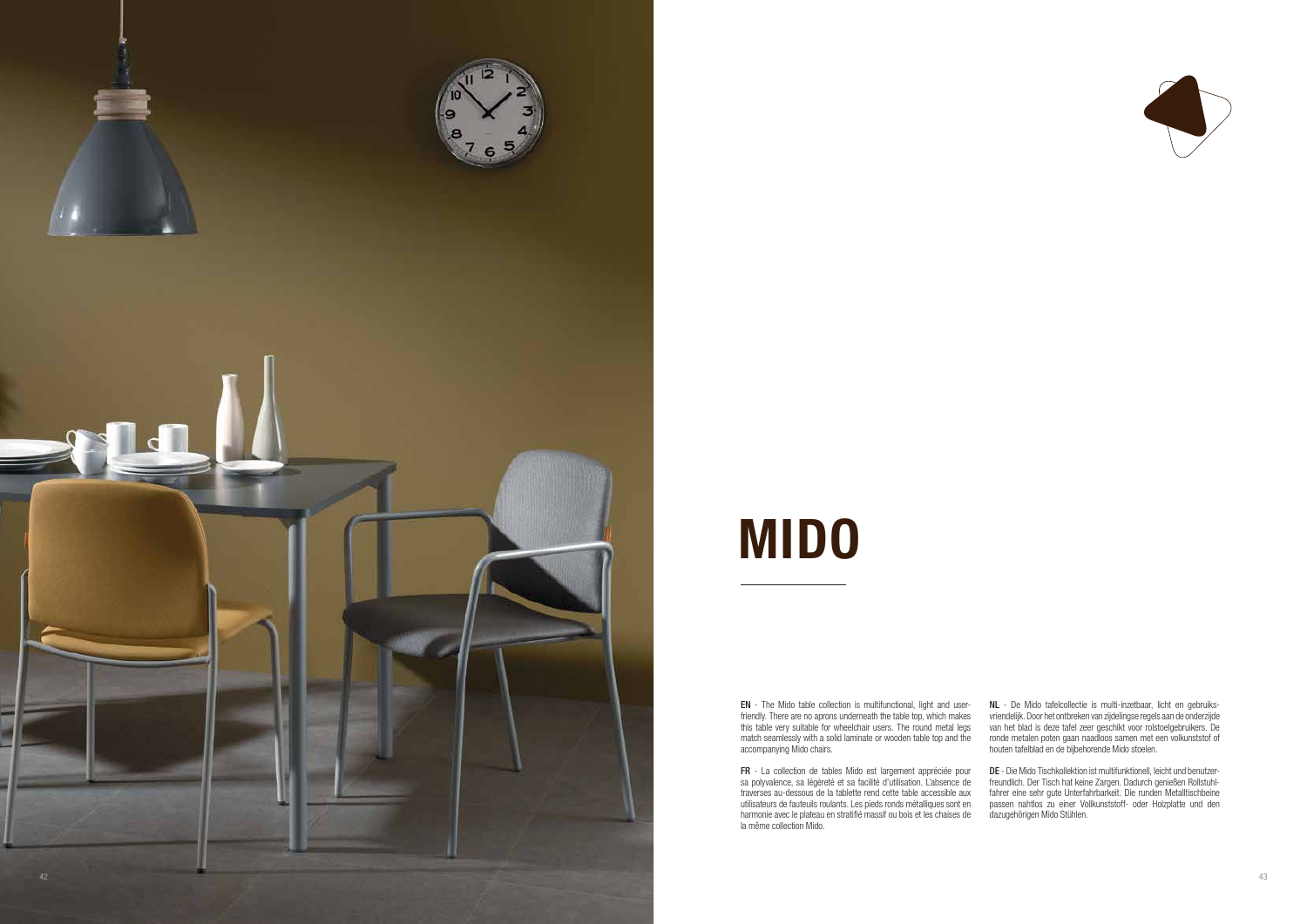# MIDO

**EN** - The Mido table collection is multifunctional, light and user-friendly. There are no aprons underneath the table top, which makes this table very suitable for wheelchair users. The round metal legs match seamlessly with a solid laminate or wooden table top and the accompanying Mido chairs.

**FR** - La collection de tables Mido est largement appréciée pour sa polyvalence, sa légèreté et sa facilité d'utilisation. L'absence de traverses au-dessous de la tablette rend cette table accessible aux utilisateurs de fauteuils roulants. Les pieds ronds métalliques sont en harmonie avec le plateau en stratifié massif ou bois et les chaises de la même collection Mido.

**NL** - De Mido tafelcollectie is multi-inzetbaar, licht en gebruiks-vriendelijk. Door het ontbreken van zijdelingse regels aan de onderzijde van het blad is deze tafel zeer geschikt voor rolstoelgebruikers. De ronde metalen poten gaan naadloos samen met een volkunststof of houten tafelblad en de bijbehorende Mido stoelen.

**DE** - Die Mido Tischkollektion ist multifunktionell, leicht und benutzer-freundlich. Der Tisch hat keine Zargen. Dadurch genießen Rollstuhl-fahrer eine sehr gute Unterfahrbarkeit. Die runden Metalltischbeine passen nahtlos zu einer Vollkunststoff- oder Holzplatte und den dazugehörigen Mido Stühlen.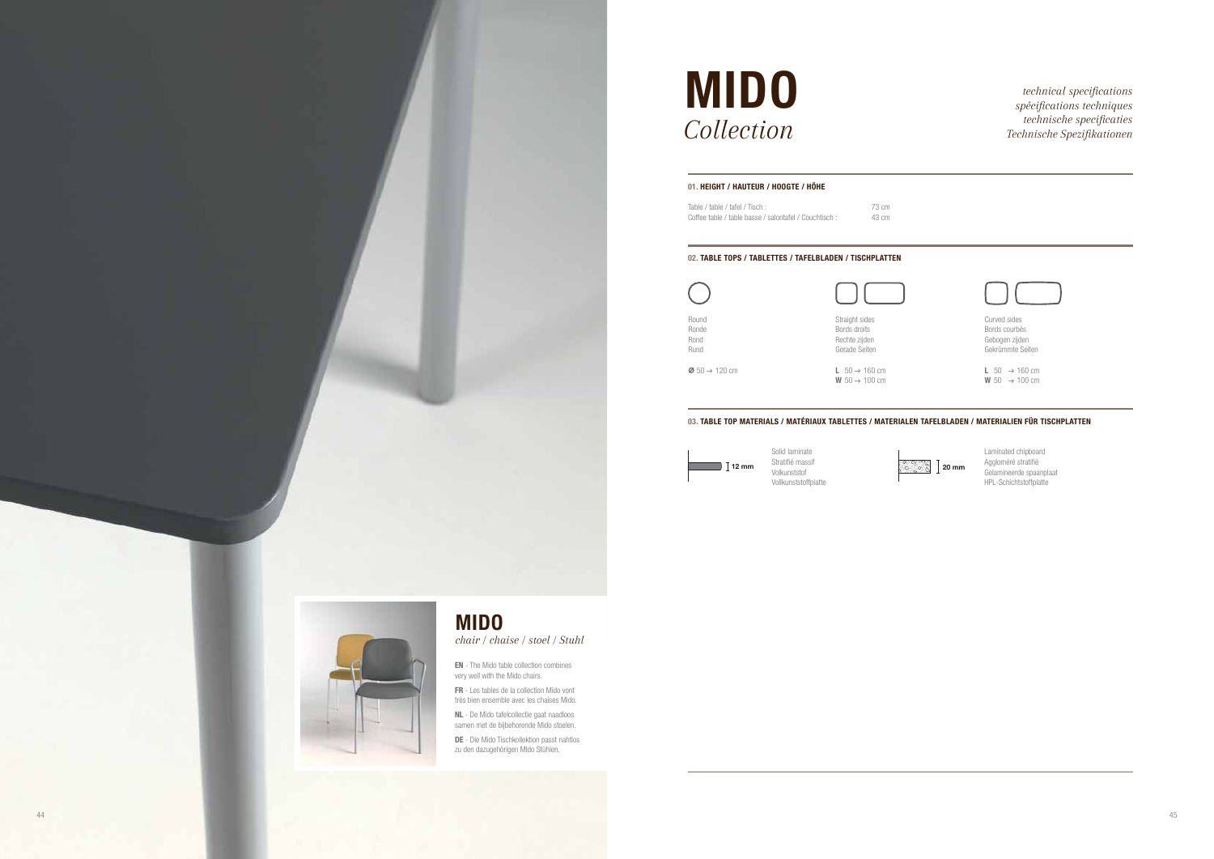# MIDO
*Collection*

*technical specifications*
*spécifications techniques*
*technische specificaties*
*Technische Spezifikationen*

## 01. HEIGHT / HAUTEUR / HOOGTE / HÖHE

| | |
|---|---|
| Table / table / tafel / Tisch : | 73 cm |
| Coffee table / table basse / salontafel / Couchtisch : | 43 cm |

## 02. TABLE TOPS / TABLETTES / TAFELBLADEN / TISCHPLATTEN

| Round<br>Ronde<br>Rond<br>Rund | Straight sides<br>Bords droits<br>Rechte zijden<br>Gerade Seiten | Curved sides<br>Bords courbés<br>Gebogen zijden<br>Gekrümmte Seiten |
|---|---|---|
| Ø 50 → 120 cm | **L** 50 → 160 cm<br>**W** 50 → 100 cm | **L** 50 → 160 cm<br>**W** 50 → 100 cm |

## 03. TABLE TOP MATERIALS / MATÉRIAUX TABLETTES / MATERIALEN TAFELBLADEN / MATERIALIEN FÜR TISCHPLATTEN

| | |
|---|---|
| 12 mm | Solid laminate<br>Stratifié massif<br>Volkunststof<br>Vollkunststoffplatte |
| 20 mm | Laminated chipboard<br>Aggloméré stratifié<br>Gelamineerde spaanplaat<br>HPL-Schichtstoffplatte |

## MIDO
*chair / chaise / stoel / Stuhl*

**EN** - The Mido table collection combines very well with the Mido chairs.

**FR** - Les tables de la collection Mido vont très bien ensemble avec les chaises Mido.

**NL** - De Mido tafelcollectie gaat naadloos samen met de bijbehorende Mido stoelen.

**DE** - Die Mido Tischkollektion passt nahtlos zu den dazugehörigen Mido Stühlen.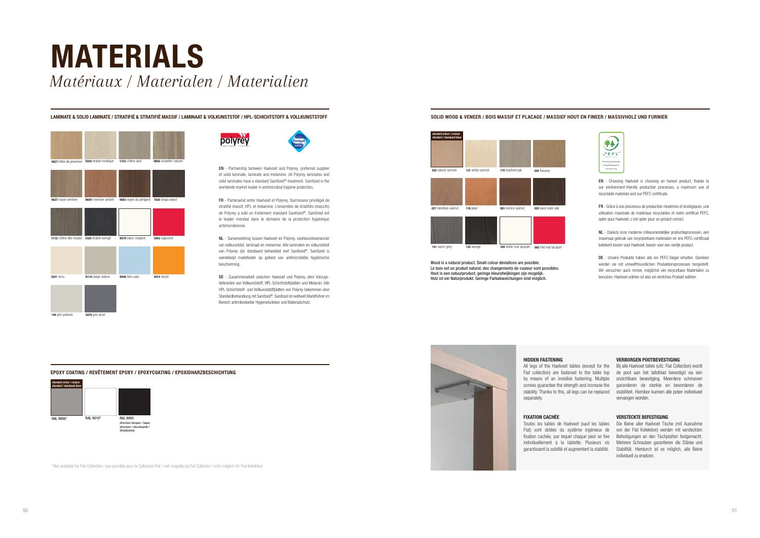# MATERIALS

*Matériaux / Materialen / Materialien*

## LAMINATE & SOLID LAMINATE / STRATIFIÉ & STRATIFIÉ MASSIF / LAMINAAT & VOLKUNSTSTOF / HPL-SCHICHTSTOFF & VOLLKUNSTSTOFF

**H027** hêtre de provence **E028** érable nordique **C103** chêne lave **N056** noisetier naturel

**N027** noyer vénitien **M091** merisier ambré **N003** noyer du périgord **T020** toraja wood

**C132** chêne des marais **E025** érable wengé **B070** blanc megève **C062** capucine

**E021** écru **B116** beige nature **B048** bleu oslo **V014** vinyle

**149** gris paloma **G076** gris acier

**EN** - Partnership between Haelvoet and Polyrey, preferred supplier of solid laminate, laminate and melamine. All Polyrey laminates and solid laminates have a standard Sanitized®-treatment. Sanitized is the worldwide market leader in antimicrobial hygiene protection.

**FR** - Partenariat entre Haelvoet et Polyrey, fournisseur privilégié de stratifié massif, HPL et mélamine. L'ensemble de stratifiés (massifs) de Polyrey a subi un traitement standard Sanitized®. Sanitized est le leader mondial dans le domaine de la protection hygiénique antimicrobienne.

**NL** - Samenwerking tussen Haelvoet en Polyrey, voorkeursleverancier van volkunststof, laminaat en melamine. Alle laminaten en volkunststof van Polyrey zijn standaard behandeld met Sanitized®. Sanitized is wereldwijd marktleider op gebied van antimicrobiële hygiënische bescherming.

**DE** - Zusammenarbeit zwischen Haelvoet und Polyrey, dem Vorzugs-lieferanten von Vollkunststoff, HPL-Schichtstoffplatten und Melamin. Alle HPL-Schichtstoff- und Vollkunststoffplatten von Polyrey bekommen eine Standardbehandlung mit Sanitized®. Sanitized ist weltweit Marktführer im Bereich antimikrobieller Hygienefunktion und Materialschutz.

## EPOXY COATING / REVÊTEMENT EPOXY / EPOXYCOATING / EPOXIDHARZBESCHICHTUNG

standard colour / couleur standard / standaard kleur

RAL 9006* RAL 9010* RAL 9005 structure lacquer / laque structure / structuurlak / Strukturlack

\* Not available for Flat Collection / pas possible pour la Collection Flat / niet mogelijk bij Flat Collectie / nicht möglich für Flat Kollektion

## SOLID WOOD & VENEER / BOIS MASSIF ET PLACAGE / MASSIEF HOUT EN FINEER / MASSIVHOLZ UND FURNIER

standard colour / couleur standard / standaard kleur

**025** nature varnish **121** white varnish **170** washed oak **056** flavana

**027** venetian walnut **135** pear **003** sienna walnut **020** puce dark oak

**141** warm grey **125** wengé **300** white mat lacquer **062** red mat lacquer

**Wood is a natural product. Small colour deviations are possible.**
**Le bois est un produit naturel, des changements de couleur sont possibles.**
**Hout is een natuurproduct, geringe kleurafwijkingen zijn mogelijk.**
**Holz ist ein Naturprodukt. Geringe Farbabweichungen sind möglich.**

**EN** - Choosing Haelvoet is choosing an honest product, thanks to our environment-friendly production processes, a maximum use of recyclable materials and our PEFC certificate.

**FR** - Grâce à nos processus de production modernes et écologiques, une utilisation maximale de matériaux recyclables et notre certificat PEFC, opter pour Haelvoet, c'est opter pour un produit correct.

**NL** - Dankzij onze moderne milieuvriendelijke productieprocessen, een maximaal gebruik van recycleerbare materialen en ons PEFC-certificaat betekent kiezen voor Haelvoet, kiezen voor een eerlijk product.

**DE** - Unsere Produkte haben alle ein PEFC-Siegel erhalten. Daneben werden sie mit umweltfreundlichen Produktionsprozessen hergestellt. Wir versuchen auch immer, möglichst viel recycelbare Materialien zu benutzen. Haelvoet wählen ist also ein ehrliches Produkt wählen.

### HIDDEN FASTENING

All legs of the Haelvoet tables (except for the Flat collection) are fastened to the table top by means of an invisible fastening. Multiple screws guarantee the strength and increase the stability. Thanks to this, all legs can be replaced separately.

### FIXATION CACHÉE

Toutes les tables de Haelvoet (sauf les tables Flat) sont dotées du système ingénieux de fixation cachée, par lequel chaque pied se fixe individuellement à la tablette. Plusieurs vis garantissent la solidité et augmentent la stabilité.

### VERBORGEN POOTBEVESTIGING

Bij alle Haelvoet tafels (uitz. Flat Collection) wordt de poot aan het tafelblad bevestigd via een onzichtbare bevestiging. Meerdere schroeven garanderen de sterkte en bevorderen de stabiliteit. Hierdoor kunnen alle poten individueel vervangen worden.

### VERSTECKTE BEFESTIGUNG

Die Beine aller Haelvoet Tische (mit Ausnahme von der Flat Kollektion) werden mit versteckten Befestigungen an den Tischplatten festgemacht. Mehrere Schrauben garantieren die Stärke und Stabilität. Hierdurch ist es möglich, alle Beine individuell zu ersetzen.